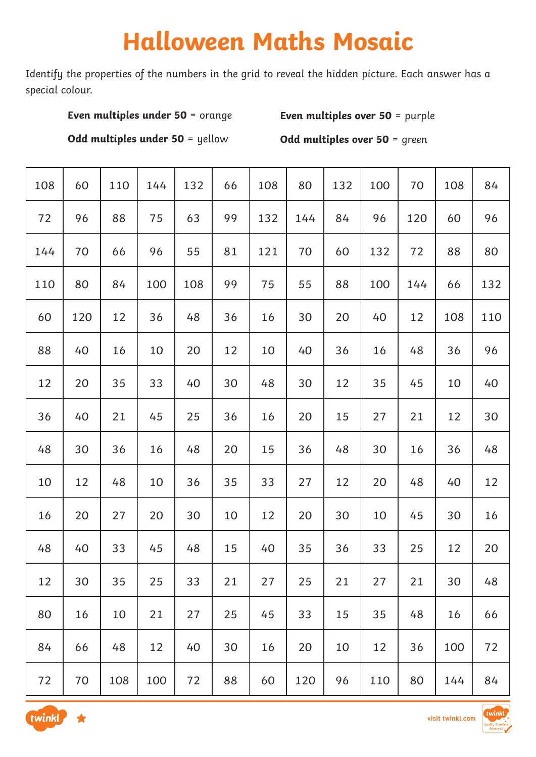# Halloween Maths Mosaic

Identify the properties of the numbers in the grid to reveal the hidden picture. Each answer has a special colour.

**Even multiples under 50** = orange

**Even multiples over 50** = purple

**Odd multiples under 50** = yellow

**Odd multiples over 50** = green

| | | | | | | | | | | | | |
|---|---|---|---|---|---|---|---|---|---|---|---|---|
| 108 | 60 | 110 | 144 | 132 | 66 | 108 | 80 | 132 | 100 | 70 | 108 | 84 |
| 72 | 96 | 88 | 75 | 63 | 99 | 132 | 144 | 84 | 96 | 120 | 60 | 96 |
| 144 | 70 | 66 | 96 | 55 | 81 | 121 | 70 | 60 | 132 | 72 | 88 | 80 |
| 110 | 80 | 84 | 100 | 108 | 99 | 75 | 55 | 88 | 100 | 144 | 66 | 132 |
| 60 | 120 | 12 | 36 | 48 | 36 | 16 | 30 | 20 | 40 | 12 | 108 | 110 |
| 88 | 40 | 16 | 10 | 20 | 12 | 10 | 40 | 36 | 16 | 48 | 36 | 96 |
| 12 | 20 | 35 | 33 | 40 | 30 | 48 | 30 | 12 | 35 | 45 | 10 | 40 |
| 36 | 40 | 21 | 45 | 25 | 36 | 16 | 20 | 15 | 27 | 21 | 12 | 30 |
| 48 | 30 | 36 | 16 | 48 | 20 | 15 | 36 | 48 | 30 | 16 | 36 | 48 |
| 10 | 12 | 48 | 10 | 36 | 35 | 33 | 27 | 12 | 20 | 48 | 40 | 12 |
| 16 | 20 | 27 | 20 | 30 | 10 | 12 | 20 | 30 | 10 | 45 | 30 | 16 |
| 48 | 40 | 33 | 45 | 48 | 15 | 40 | 35 | 36 | 33 | 25 | 12 | 20 |
| 12 | 30 | 35 | 25 | 33 | 21 | 27 | 25 | 21 | 27 | 21 | 30 | 48 |
| 80 | 16 | 10 | 21 | 27 | 25 | 45 | 33 | 15 | 35 | 48 | 16 | 66 |
| 84 | 66 | 48 | 12 | 40 | 30 | 16 | 20 | 10 | 12 | 36 | 100 | 72 |
| 72 | 70 | 108 | 100 | 72 | 88 | 60 | 120 | 96 | 110 | 80 | 144 | 84 |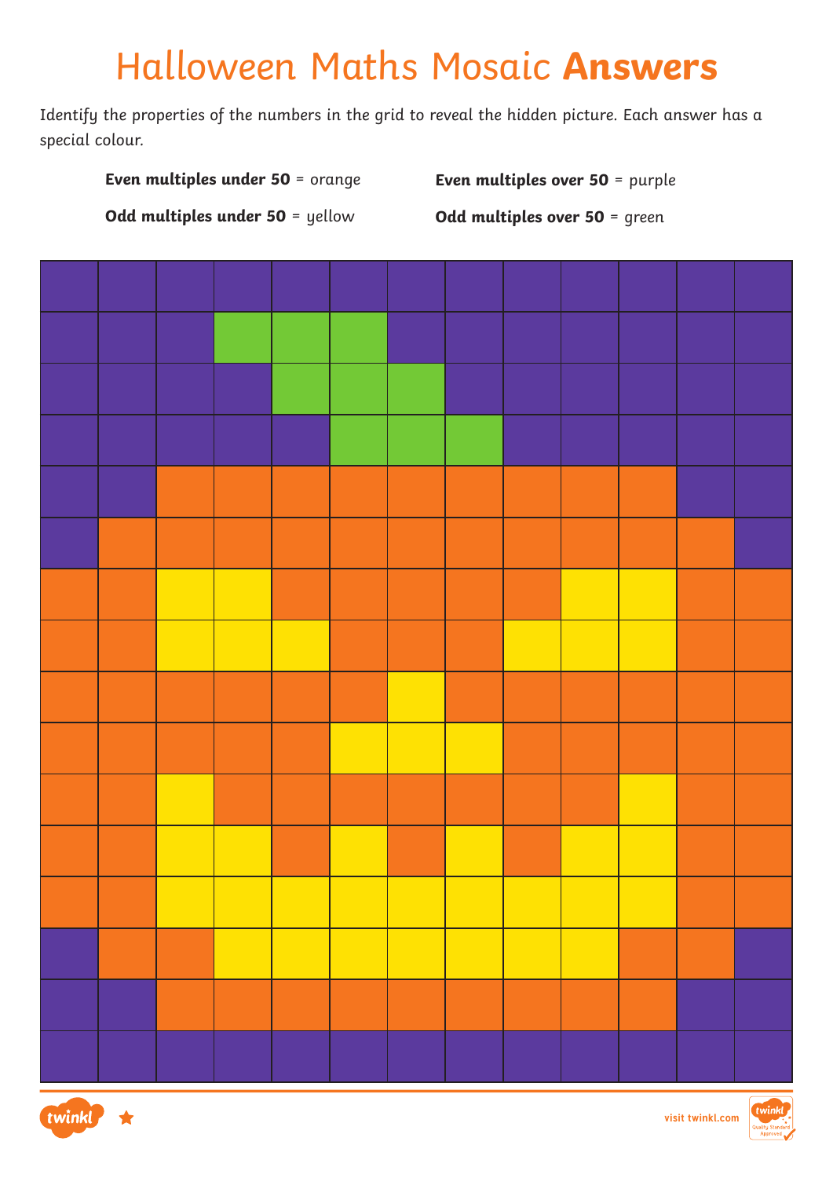# Halloween Maths Mosaic **Answers**

Identify the properties of the numbers in the grid to reveal the hidden picture. Each answer has a special colour.

**Even multiples under 50** = orange

**Even multiples over 50** = purple

**Odd multiples under 50** = yellow

**Odd multiples over 50** = green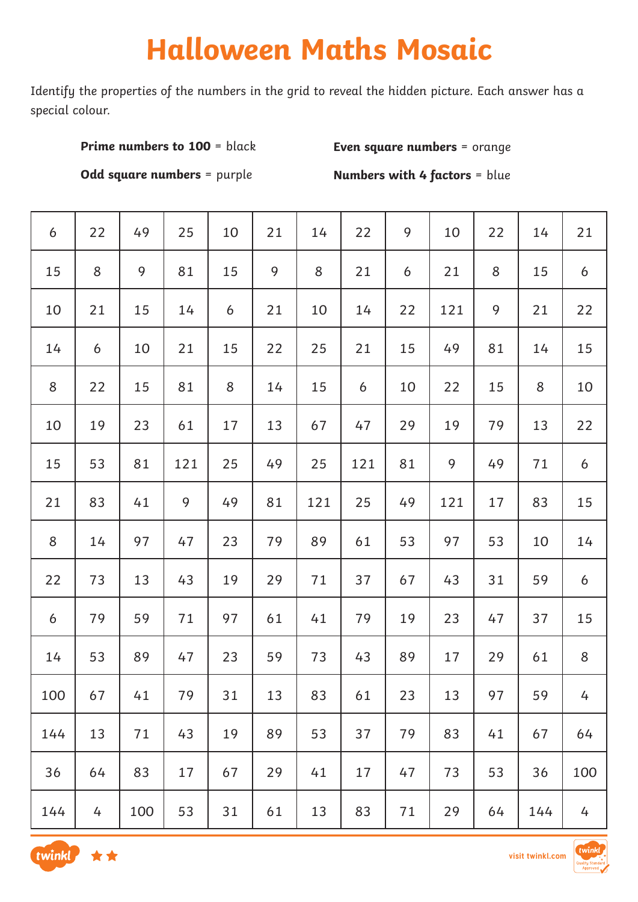# Halloween Maths Mosaic

Identify the properties of the numbers in the grid to reveal the hidden picture. Each answer has a special colour.

**Prime numbers to 100** = black

**Even square numbers** = orange

**Odd square numbers** = purple

**Numbers with 4 factors** = blue

| | | | | | | | | | | | | |
|---|---|---|---|---|---|---|---|---|---|---|---|---|
| 6 | 22 | 49 | 25 | 10 | 21 | 14 | 22 | 9 | 10 | 22 | 14 | 21 |
| 15 | 8 | 9 | 81 | 15 | 9 | 8 | 21 | 6 | 21 | 8 | 15 | 6 |
| 10 | 21 | 15 | 14 | 6 | 21 | 10 | 14 | 22 | 121 | 9 | 21 | 22 |
| 14 | 6 | 10 | 21 | 15 | 22 | 25 | 21 | 15 | 49 | 81 | 14 | 15 |
| 8 | 22 | 15 | 81 | 8 | 14 | 15 | 6 | 10 | 22 | 15 | 8 | 10 |
| 10 | 19 | 23 | 61 | 17 | 13 | 67 | 47 | 29 | 19 | 79 | 13 | 22 |
| 15 | 53 | 81 | 121 | 25 | 49 | 25 | 121 | 81 | 9 | 49 | 71 | 6 |
| 21 | 83 | 41 | 9 | 49 | 81 | 121 | 25 | 49 | 121 | 17 | 83 | 15 |
| 8 | 14 | 97 | 47 | 23 | 79 | 89 | 61 | 53 | 97 | 53 | 10 | 14 |
| 22 | 73 | 13 | 43 | 19 | 29 | 71 | 37 | 67 | 43 | 31 | 59 | 6 |
| 6 | 79 | 59 | 71 | 97 | 61 | 41 | 79 | 19 | 23 | 47 | 37 | 15 |
| 14 | 53 | 89 | 47 | 23 | 59 | 73 | 43 | 89 | 17 | 29 | 61 | 8 |
| 100 | 67 | 41 | 79 | 31 | 13 | 83 | 61 | 23 | 13 | 97 | 59 | 4 |
| 144 | 13 | 71 | 43 | 19 | 89 | 53 | 37 | 79 | 83 | 41 | 67 | 64 |
| 36 | 64 | 83 | 17 | 67 | 29 | 41 | 17 | 47 | 73 | 53 | 36 | 100 |
| 144 | 4 | 100 | 53 | 31 | 61 | 13 | 83 | 71 | 29 | 64 | 144 | 4 |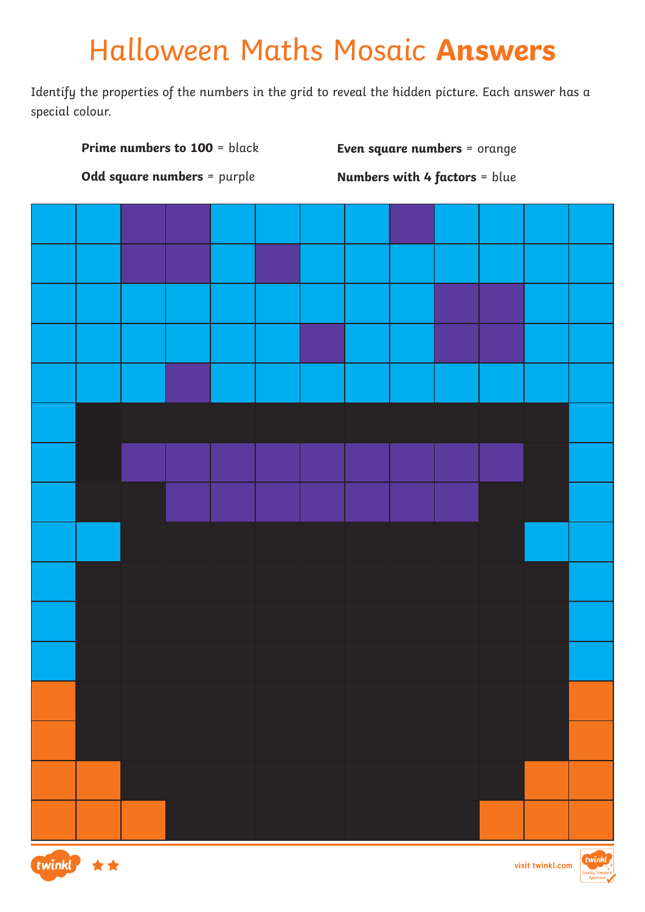# Halloween Maths Mosaic **Answers**

Identify the properties of the numbers in the grid to reveal the hidden picture. Each answer has a special colour.

**Prime numbers to 100** = black

**Even square numbers** = orange

**Odd square numbers** = purple

**Numbers with 4 factors** = blue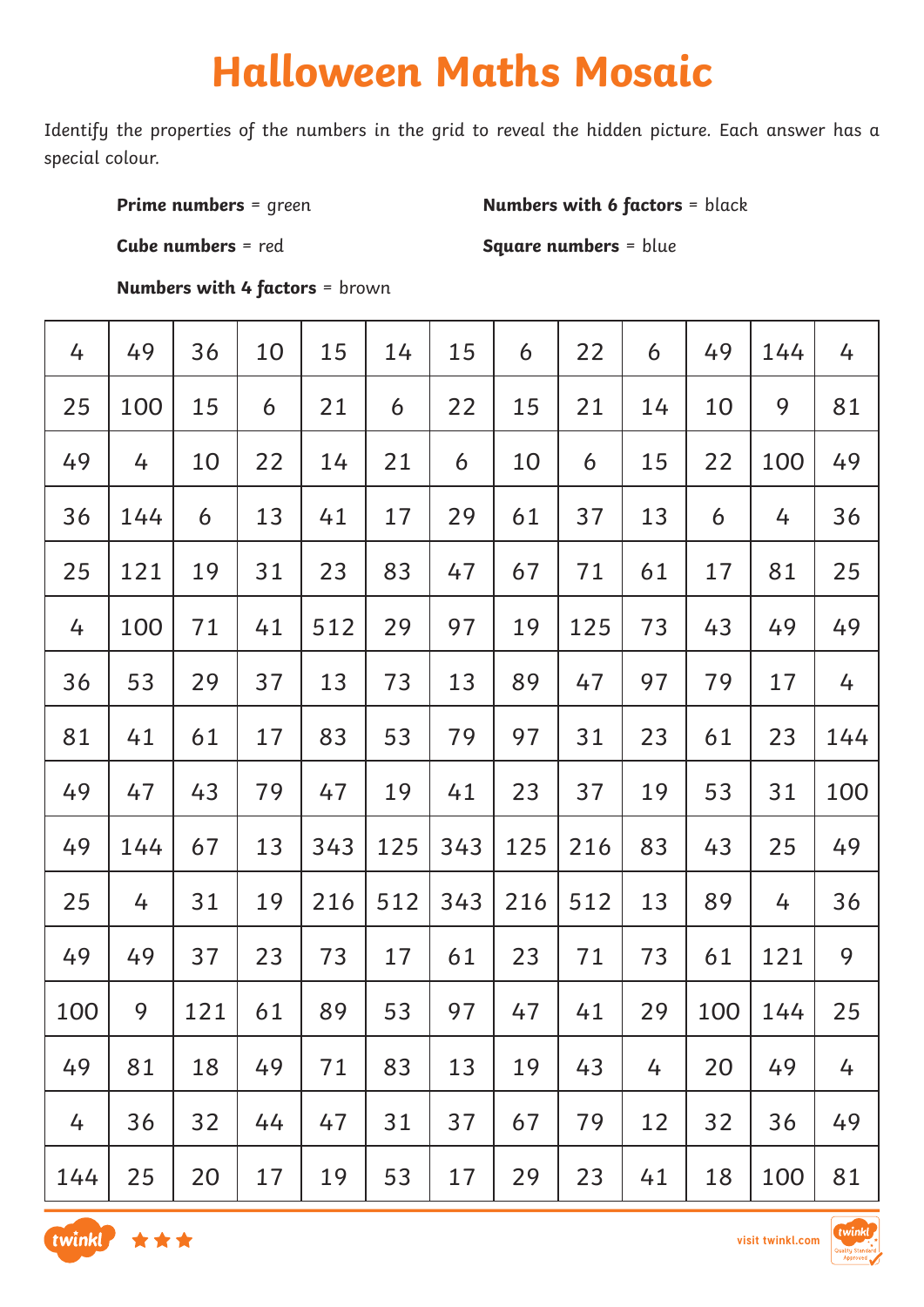# Halloween Maths Mosaic

Identify the properties of the numbers in the grid to reveal the hidden picture. Each answer has a special colour.

**Prime numbers** = green

**Numbers with 6 factors** = black

**Cube numbers** = red

**Square numbers** = blue

**Numbers with 4 factors** = brown

| | | | | | | | | | | | | |
|---|---|---|---|---|---|---|---|---|---|---|---|---|
| 4 | 49 | 36 | 10 | 15 | 14 | 15 | 6 | 22 | 6 | 49 | 144 | 4 |
| 25 | 100 | 15 | 6 | 21 | 6 | 22 | 15 | 21 | 14 | 10 | 9 | 81 |
| 49 | 4 | 10 | 22 | 14 | 21 | 6 | 10 | 6 | 15 | 22 | 100 | 49 |
| 36 | 144 | 6 | 13 | 41 | 17 | 29 | 61 | 37 | 13 | 6 | 4 | 36 |
| 25 | 121 | 19 | 31 | 23 | 83 | 47 | 67 | 71 | 61 | 17 | 81 | 25 |
| 4 | 100 | 71 | 41 | 512 | 29 | 97 | 19 | 125 | 73 | 43 | 49 | 49 |
| 36 | 53 | 29 | 37 | 13 | 73 | 13 | 89 | 47 | 97 | 79 | 17 | 4 |
| 81 | 41 | 61 | 17 | 83 | 53 | 79 | 97 | 31 | 23 | 61 | 23 | 144 |
| 49 | 47 | 43 | 79 | 47 | 19 | 41 | 23 | 37 | 19 | 53 | 31 | 100 |
| 49 | 144 | 67 | 13 | 343 | 125 | 343 | 125 | 216 | 83 | 43 | 25 | 49 |
| 25 | 4 | 31 | 19 | 216 | 512 | 343 | 216 | 512 | 13 | 89 | 4 | 36 |
| 49 | 49 | 37 | 23 | 73 | 17 | 61 | 23 | 71 | 73 | 61 | 121 | 9 |
| 100 | 9 | 121 | 61 | 89 | 53 | 97 | 47 | 41 | 29 | 100 | 144 | 25 |
| 49 | 81 | 18 | 49 | 71 | 83 | 13 | 19 | 43 | 4 | 20 | 49 | 4 |
| 4 | 36 | 32 | 44 | 47 | 31 | 37 | 67 | 79 | 12 | 32 | 36 | 49 |
| 144 | 25 | 20 | 17 | 19 | 53 | 17 | 29 | 23 | 41 | 18 | 100 | 81 |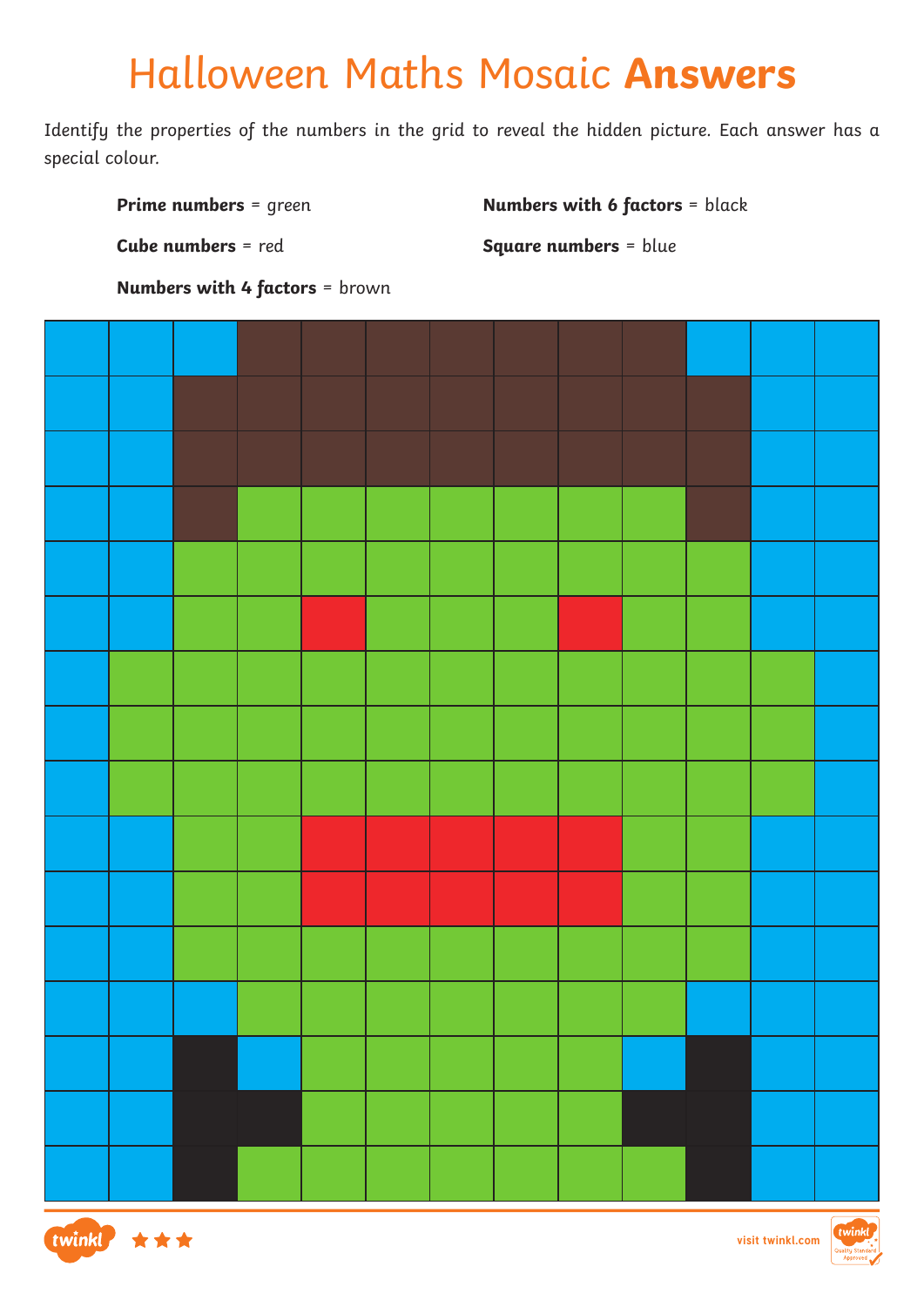# Halloween Maths Mosaic **Answers**

Identify the properties of the numbers in the grid to reveal the hidden picture. Each answer has a special colour.

**Prime numbers** = green

**Numbers with 6 factors** = black

**Cube numbers** = red

**Square numbers** = blue

**Numbers with 4 factors** = brown